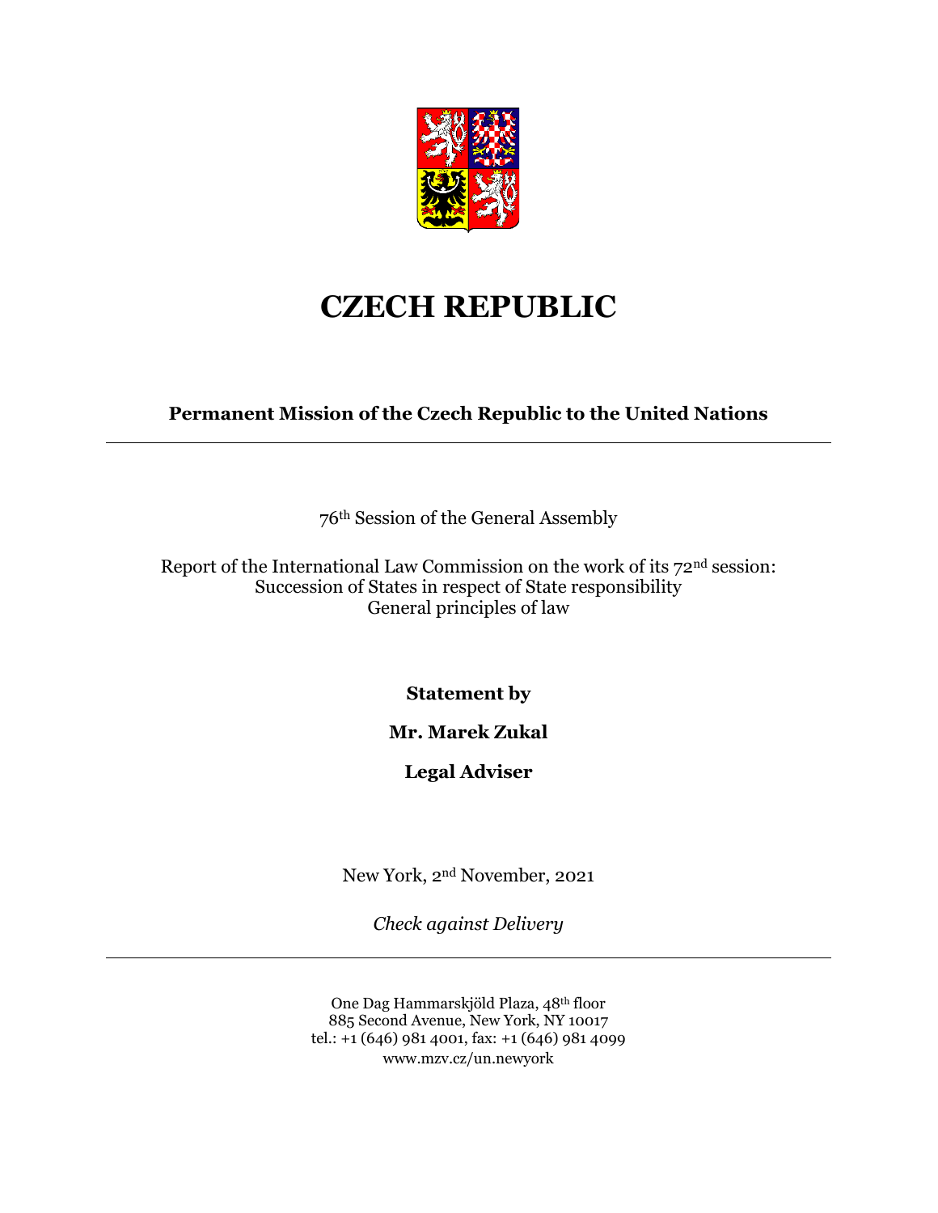# CZECH REPUBLIC

**Permanent Mission of the Czech Republic to the United Nations**

---

76th Session of the General Assembly

Report of the International Law Commission on the work of its 72nd session:
Succession of States in respect of State responsibility
General principles of law

**Statement by**

**Mr. Marek Zukal**

**Legal Adviser**

New York, 2nd November, 2021

*Check against Delivery*

---

One Dag Hammarskjöld Plaza, 48th floor
885 Second Avenue, New York, NY 10017
tel.: +1 (646) 981 4001, fax: +1 (646) 981 4099
www.mzv.cz/un.newyork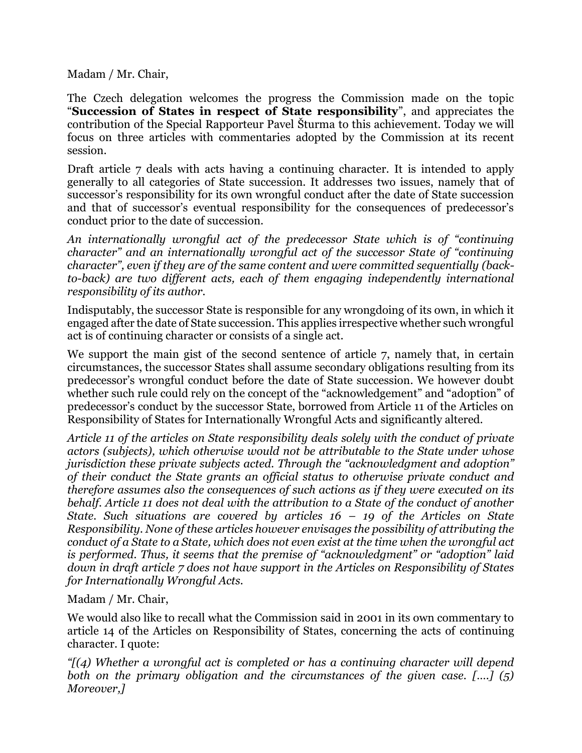Madam / Mr. Chair,

The Czech delegation welcomes the progress the Commission made on the topic "**Succession of States in respect of State responsibility**", and appreciates the contribution of the Special Rapporteur Pavel Šturma to this achievement. Today we will focus on three articles with commentaries adopted by the Commission at its recent session.

Draft article 7 deals with acts having a continuing character. It is intended to apply generally to all categories of State succession. It addresses two issues, namely that of successor's responsibility for its own wrongful conduct after the date of State succession and that of successor's eventual responsibility for the consequences of predecessor's conduct prior to the date of succession.

*An internationally wrongful act of the predecessor State which is of "continuing character" and an internationally wrongful act of the successor State of "continuing character", even if they are of the same content and were committed sequentially (back-to-back) are two different acts, each of them engaging independently international responsibility of its author.*

Indisputably, the successor State is responsible for any wrongdoing of its own, in which it engaged after the date of State succession. This applies irrespective whether such wrongful act is of continuing character or consists of a single act.

We support the main gist of the second sentence of article 7, namely that, in certain circumstances, the successor States shall assume secondary obligations resulting from its predecessor's wrongful conduct before the date of State succession. We however doubt whether such rule could rely on the concept of the "acknowledgement" and "adoption" of predecessor's conduct by the successor State, borrowed from Article 11 of the Articles on Responsibility of States for Internationally Wrongful Acts and significantly altered.

*Article 11 of the articles on State responsibility deals solely with the conduct of private actors (subjects), which otherwise would not be attributable to the State under whose jurisdiction these private subjects acted. Through the "acknowledgment and adoption" of their conduct the State grants an official status to otherwise private conduct and therefore assumes also the consequences of such actions as if they were executed on its behalf. Article 11 does not deal with the attribution to a State of the conduct of another State. Such situations are covered by articles 16 – 19 of the Articles on State Responsibility. None of these articles however envisages the possibility of attributing the conduct of a State to a State, which does not even exist at the time when the wrongful act is performed. Thus, it seems that the premise of "acknowledgment" or "adoption" laid down in draft article 7 does not have support in the Articles on Responsibility of States for Internationally Wrongful Acts.*

Madam / Mr. Chair,

We would also like to recall what the Commission said in 2001 in its own commentary to article 14 of the Articles on Responsibility of States, concerning the acts of continuing character. I quote:

*"[(4) Whether a wrongful act is completed or has a continuing character will depend both on the primary obligation and the circumstances of the given case. [....] (5) Moreover,]*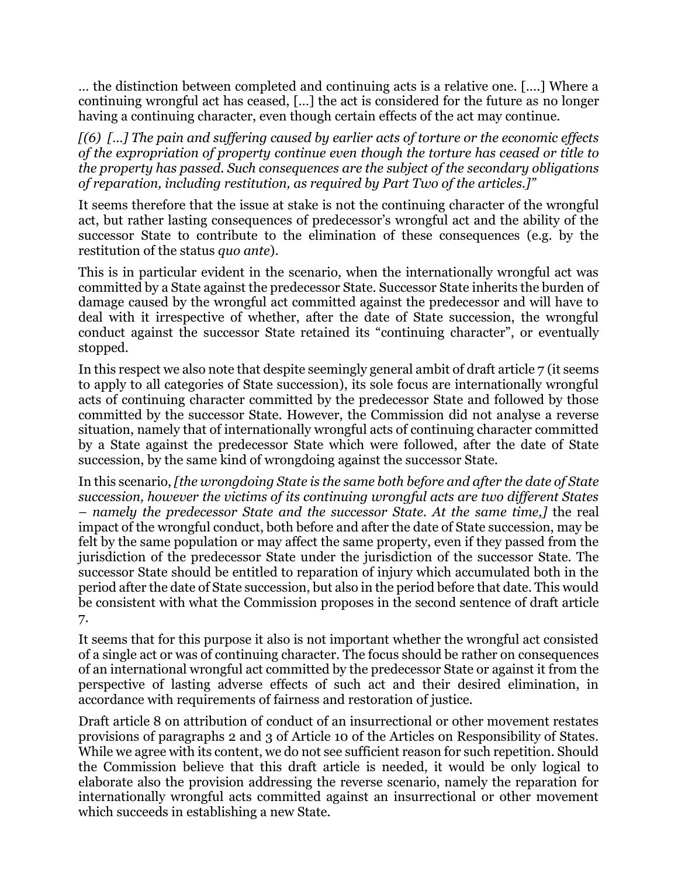… the distinction between completed and continuing acts is a relative one. [….] Where a continuing wrongful act has ceased, […] the act is considered for the future as no longer having a continuing character, even though certain effects of the act may continue.

*[(6) […] The pain and suffering caused by earlier acts of torture or the economic effects of the expropriation of property continue even though the torture has ceased or title to the property has passed. Such consequences are the subject of the secondary obligations of reparation, including restitution, as required by Part Two of the articles.]"*

It seems therefore that the issue at stake is not the continuing character of the wrongful act, but rather lasting consequences of predecessor's wrongful act and the ability of the successor State to contribute to the elimination of these consequences (e.g. by the restitution of the status *quo ante*).

This is in particular evident in the scenario, when the internationally wrongful act was committed by a State against the predecessor State. Successor State inherits the burden of damage caused by the wrongful act committed against the predecessor and will have to deal with it irrespective of whether, after the date of State succession, the wrongful conduct against the successor State retained its "continuing character", or eventually stopped.

In this respect we also note that despite seemingly general ambit of draft article 7 (it seems to apply to all categories of State succession), its sole focus are internationally wrongful acts of continuing character committed by the predecessor State and followed by those committed by the successor State. However, the Commission did not analyse a reverse situation, namely that of internationally wrongful acts of continuing character committed by a State against the predecessor State which were followed, after the date of State succession, by the same kind of wrongdoing against the successor State.

In this scenario, *[the wrongdoing State is the same both before and after the date of State succession, however the victims of its continuing wrongful acts are two different States – namely the predecessor State and the successor State. At the same time,]* the real impact of the wrongful conduct, both before and after the date of State succession, may be felt by the same population or may affect the same property, even if they passed from the jurisdiction of the predecessor State under the jurisdiction of the successor State. The successor State should be entitled to reparation of injury which accumulated both in the period after the date of State succession, but also in the period before that date. This would be consistent with what the Commission proposes in the second sentence of draft article 7.

It seems that for this purpose it also is not important whether the wrongful act consisted of a single act or was of continuing character. The focus should be rather on consequences of an international wrongful act committed by the predecessor State or against it from the perspective of lasting adverse effects of such act and their desired elimination, in accordance with requirements of fairness and restoration of justice.

Draft article 8 on attribution of conduct of an insurrectional or other movement restates provisions of paragraphs 2 and 3 of Article 10 of the Articles on Responsibility of States. While we agree with its content, we do not see sufficient reason for such repetition. Should the Commission believe that this draft article is needed, it would be only logical to elaborate also the provision addressing the reverse scenario, namely the reparation for internationally wrongful acts committed against an insurrectional or other movement which succeeds in establishing a new State.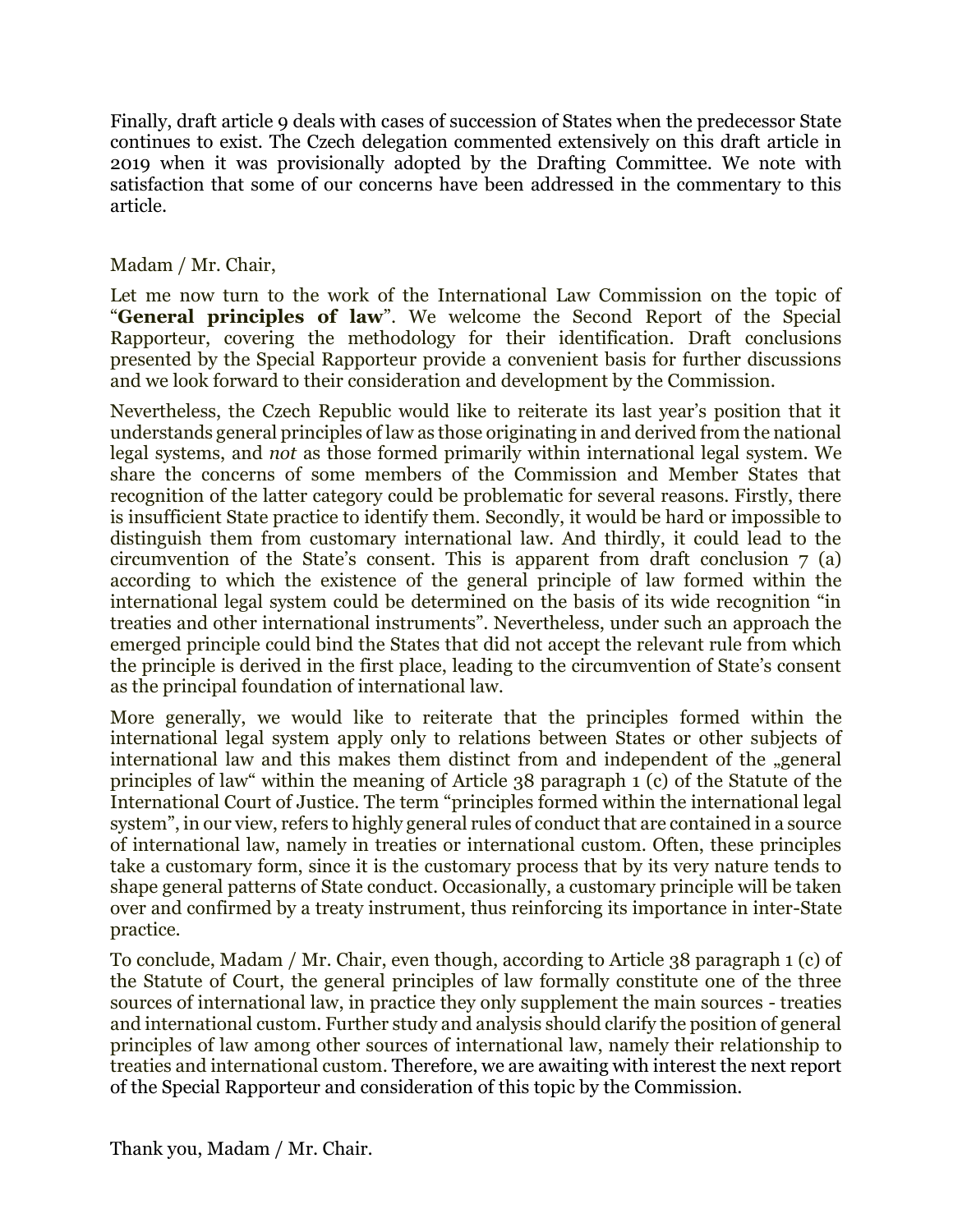Finally, draft article 9 deals with cases of succession of States when the predecessor State continues to exist. The Czech delegation commented extensively on this draft article in 2019 when it was provisionally adopted by the Drafting Committee. We note with satisfaction that some of our concerns have been addressed in the commentary to this article.

Madam / Mr. Chair,

Let me now turn to the work of the International Law Commission on the topic of "**General principles of law**". We welcome the Second Report of the Special Rapporteur, covering the methodology for their identification. Draft conclusions presented by the Special Rapporteur provide a convenient basis for further discussions and we look forward to their consideration and development by the Commission.

Nevertheless, the Czech Republic would like to reiterate its last year's position that it understands general principles of law as those originating in and derived from the national legal systems, and *not* as those formed primarily within international legal system. We share the concerns of some members of the Commission and Member States that recognition of the latter category could be problematic for several reasons. Firstly, there is insufficient State practice to identify them. Secondly, it would be hard or impossible to distinguish them from customary international law. And thirdly, it could lead to the circumvention of the State's consent. This is apparent from draft conclusion 7 (a) according to which the existence of the general principle of law formed within the international legal system could be determined on the basis of its wide recognition "in treaties and other international instruments". Nevertheless, under such an approach the emerged principle could bind the States that did not accept the relevant rule from which the principle is derived in the first place, leading to the circumvention of State's consent as the principal foundation of international law.

More generally, we would like to reiterate that the principles formed within the international legal system apply only to relations between States or other subjects of international law and this makes them distinct from and independent of the „general principles of law" within the meaning of Article 38 paragraph 1 (c) of the Statute of the International Court of Justice. The term "principles formed within the international legal system", in our view, refers to highly general rules of conduct that are contained in a source of international law, namely in treaties or international custom. Often, these principles take a customary form, since it is the customary process that by its very nature tends to shape general patterns of State conduct. Occasionally, a customary principle will be taken over and confirmed by a treaty instrument, thus reinforcing its importance in inter-State practice.

To conclude, Madam / Mr. Chair, even though, according to Article 38 paragraph 1 (c) of the Statute of Court, the general principles of law formally constitute one of the three sources of international law, in practice they only supplement the main sources - treaties and international custom. Further study and analysis should clarify the position of general principles of law among other sources of international law, namely their relationship to treaties and international custom. Therefore, we are awaiting with interest the next report of the Special Rapporteur and consideration of this topic by the Commission.

Thank you, Madam / Mr. Chair.